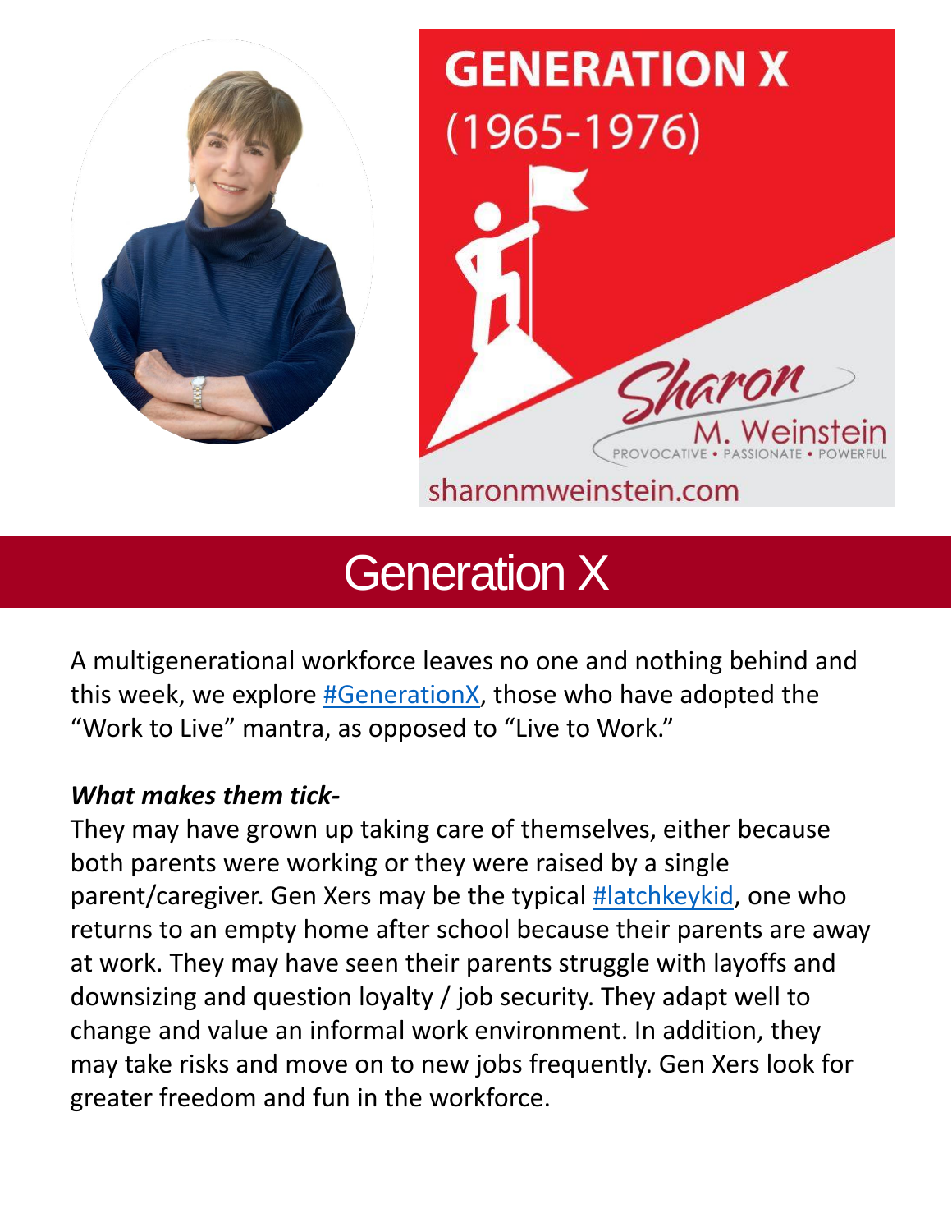# GENERATION X
(1965-1976)

Sharon M. Weinstein
PROVOCATIVE • PASSIONATE • POWERFUL
sharonmweinstein.com

## Generation X

A multigenerational workforce leaves no one and nothing behind and this week, we explore #GenerationX, those who have adopted the "Work to Live" mantra, as opposed to "Live to Work."

***What makes them tick-***

They may have grown up taking care of themselves, either because both parents were working or they were raised by a single parent/caregiver. Gen Xers may be the typical #latchkeykid, one who returns to an empty home after school because their parents are away at work. They may have seen their parents struggle with layoffs and downsizing and question loyalty / job security. They adapt well to change and value an informal work environment. In addition, they may take risks and move on to new jobs frequently. Gen Xers look for greater freedom and fun in the workforce.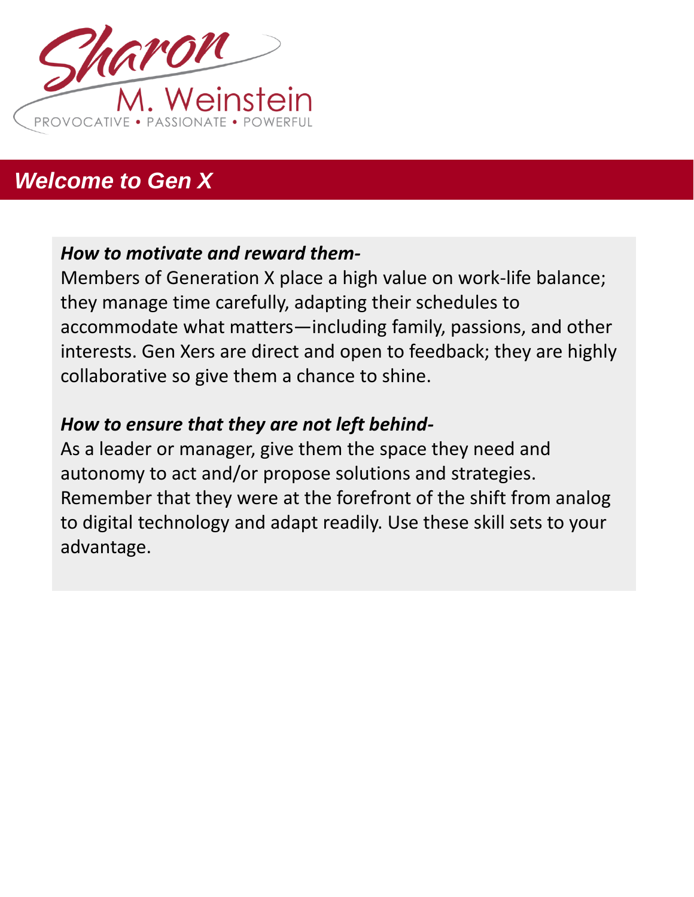Sharon M. Weinstein
PROVOCATIVE • PASSIONATE • POWERFUL

## *Welcome to Gen X*

***How to motivate and reward them-***

Members of Generation X place a high value on work-life balance; they manage time carefully, adapting their schedules to accommodate what matters—including family, passions, and other interests. Gen Xers are direct and open to feedback; they are highly collaborative so give them a chance to shine.

***How to ensure that they are not left behind-***

As a leader or manager, give them the space they need and autonomy to act and/or propose solutions and strategies. Remember that they were at the forefront of the shift from analog to digital technology and adapt readily. Use these skill sets to your advantage.